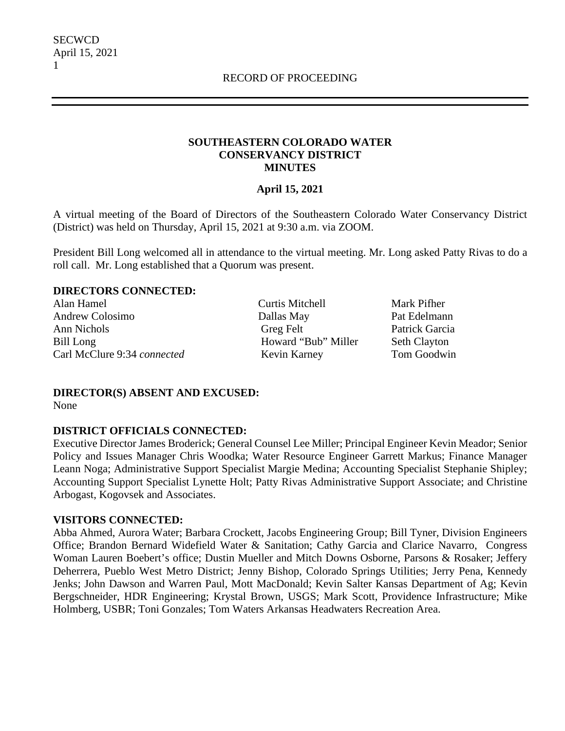RECORD OF PROCEEDING

# SOUTHEASTERN COLORADO WATER CONSERVANCY DISTRICT MINUTES

**April 15, 2021**

A virtual meeting of the Board of Directors of the Southeastern Colorado Water Conservancy District (District) was held on Thursday, April 15, 2021 at 9:30 a.m. via ZOOM.

President Bill Long welcomed all in attendance to the virtual meeting. Mr. Long asked Patty Rivas to do a roll call. Mr. Long established that a Quorum was present.

**DIRECTORS CONNECTED:**

Alan Hamel
Andrew Colosimo
Ann Nichols
Bill Long
Carl McClure 9:34 *connected*
Curtis Mitchell
Dallas May
Greg Felt
Howard "Bub" Miller
Kevin Karney
Mark Pifher
Pat Edelmann
Patrick Garcia
Seth Clayton
Tom Goodwin

**DIRECTOR(S) ABSENT AND EXCUSED:**
None

**DISTRICT OFFICIALS CONNECTED:**
Executive Director James Broderick; General Counsel Lee Miller; Principal Engineer Kevin Meador; Senior Policy and Issues Manager Chris Woodka; Water Resource Engineer Garrett Markus; Finance Manager Leann Noga; Administrative Support Specialist Margie Medina; Accounting Specialist Stephanie Shipley; Accounting Support Specialist Lynette Holt; Patty Rivas Administrative Support Associate; and Christine Arbogast, Kogovsek and Associates.

**VISITORS CONNECTED:**
Abba Ahmed, Aurora Water; Barbara Crockett, Jacobs Engineering Group; Bill Tyner, Division Engineers Office; Brandon Bernard Widefield Water & Sanitation; Cathy Garcia and Clarice Navarro, Congress Woman Lauren Boebert's office; Dustin Mueller and Mitch Downs Osborne, Parsons & Rosaker; Jeffery Deherrera, Pueblo West Metro District; Jenny Bishop, Colorado Springs Utilities; Jerry Pena, Kennedy Jenks; John Dawson and Warren Paul, Mott MacDonald; Kevin Salter Kansas Department of Ag; Kevin Bergschneider, HDR Engineering; Krystal Brown, USGS; Mark Scott, Providence Infrastructure; Mike Holmberg, USBR; Toni Gonzales; Tom Waters Arkansas Headwaters Recreation Area.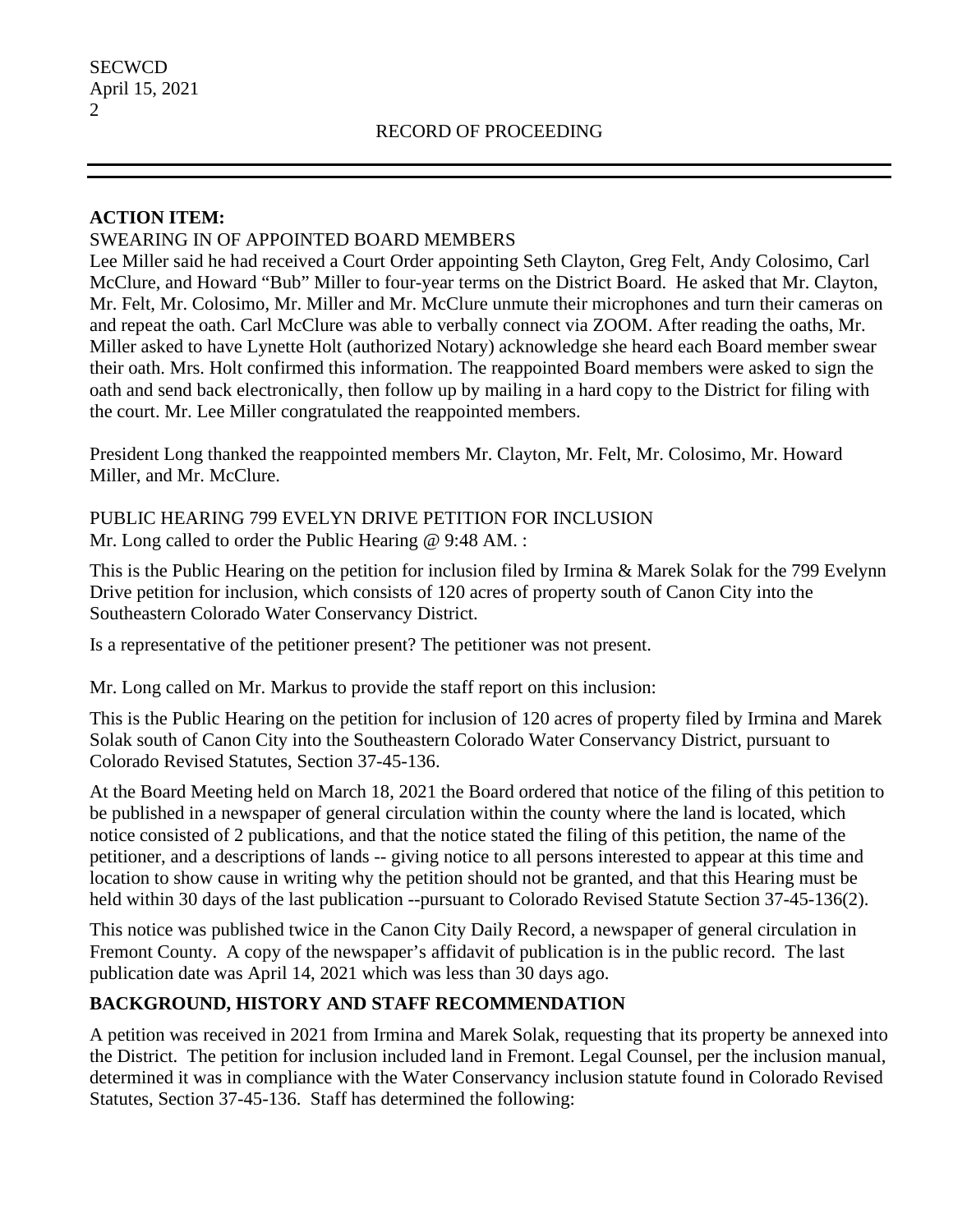**ACTION ITEM:**

SWEARING IN OF APPOINTED BOARD MEMBERS

Lee Miller said he had received a Court Order appointing Seth Clayton, Greg Felt, Andy Colosimo, Carl McClure, and Howard "Bub" Miller to four-year terms on the District Board. He asked that Mr. Clayton, Mr. Felt, Mr. Colosimo, Mr. Miller and Mr. McClure unmute their microphones and turn their cameras on and repeat the oath. Carl McClure was able to verbally connect via ZOOM. After reading the oaths, Mr. Miller asked to have Lynette Holt (authorized Notary) acknowledge she heard each Board member swear their oath. Mrs. Holt confirmed this information. The reappointed Board members were asked to sign the oath and send back electronically, then follow up by mailing in a hard copy to the District for filing with the court. Mr. Lee Miller congratulated the reappointed members.

President Long thanked the reappointed members Mr. Clayton, Mr. Felt, Mr. Colosimo, Mr. Howard Miller, and Mr. McClure.

PUBLIC HEARING 799 EVELYN DRIVE PETITION FOR INCLUSION

Mr. Long called to order the Public Hearing @ 9:48 AM. :

This is the Public Hearing on the petition for inclusion filed by Irmina & Marek Solak for the 799 Evelynn Drive petition for inclusion, which consists of 120 acres of property south of Canon City into the Southeastern Colorado Water Conservancy District.

Is a representative of the petitioner present? The petitioner was not present.

Mr. Long called on Mr. Markus to provide the staff report on this inclusion:

This is the Public Hearing on the petition for inclusion of 120 acres of property filed by Irmina and Marek Solak south of Canon City into the Southeastern Colorado Water Conservancy District, pursuant to Colorado Revised Statutes, Section 37-45-136.

At the Board Meeting held on March 18, 2021 the Board ordered that notice of the filing of this petition to be published in a newspaper of general circulation within the county where the land is located, which notice consisted of 2 publications, and that the notice stated the filing of this petition, the name of the petitioner, and a descriptions of lands -- giving notice to all persons interested to appear at this time and location to show cause in writing why the petition should not be granted, and that this Hearing must be held within 30 days of the last publication --pursuant to Colorado Revised Statute Section 37-45-136(2).

This notice was published twice in the Canon City Daily Record, a newspaper of general circulation in Fremont County. A copy of the newspaper's affidavit of publication is in the public record. The last publication date was April 14, 2021 which was less than 30 days ago.

**BACKGROUND, HISTORY AND STAFF RECOMMENDATION**

A petition was received in 2021 from Irmina and Marek Solak, requesting that its property be annexed into the District. The petition for inclusion included land in Fremont. Legal Counsel, per the inclusion manual, determined it was in compliance with the Water Conservancy inclusion statute found in Colorado Revised Statutes, Section 37-45-136. Staff has determined the following: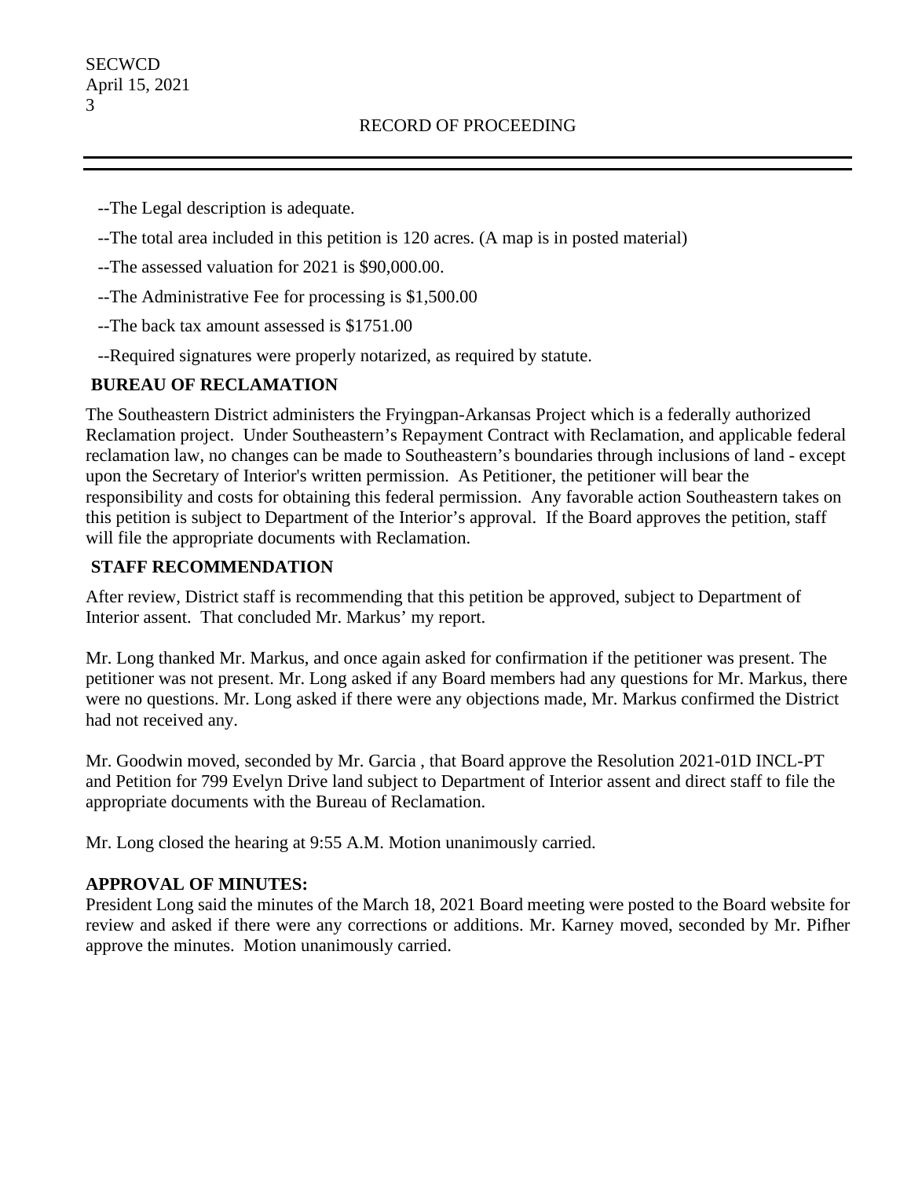--The Legal description is adequate.

--The total area included in this petition is 120 acres. (A map is in posted material)

--The assessed valuation for 2021 is $90,000.00.

--The Administrative Fee for processing is $1,500.00

--The back tax amount assessed is $1751.00

--Required signatures were properly notarized, as required by statute.

**BUREAU OF RECLAMATION**

The Southeastern District administers the Fryingpan-Arkansas Project which is a federally authorized Reclamation project. Under Southeastern's Repayment Contract with Reclamation, and applicable federal reclamation law, no changes can be made to Southeastern's boundaries through inclusions of land - except upon the Secretary of Interior's written permission. As Petitioner, the petitioner will bear the responsibility and costs for obtaining this federal permission. Any favorable action Southeastern takes on this petition is subject to Department of the Interior's approval. If the Board approves the petition, staff will file the appropriate documents with Reclamation.

**STAFF RECOMMENDATION**

After review, District staff is recommending that this petition be approved, subject to Department of Interior assent. That concluded Mr. Markus' my report.

Mr. Long thanked Mr. Markus, and once again asked for confirmation if the petitioner was present. The petitioner was not present. Mr. Long asked if any Board members had any questions for Mr. Markus, there were no questions. Mr. Long asked if there were any objections made, Mr. Markus confirmed the District had not received any.

Mr. Goodwin moved, seconded by Mr. Garcia , that Board approve the Resolution 2021-01D INCL-PT and Petition for 799 Evelyn Drive land subject to Department of Interior assent and direct staff to file the appropriate documents with the Bureau of Reclamation.

Mr. Long closed the hearing at 9:55 A.M. Motion unanimously carried.

**APPROVAL OF MINUTES:**

President Long said the minutes of the March 18, 2021 Board meeting were posted to the Board website for review and asked if there were any corrections or additions. Mr. Karney moved, seconded by Mr. Pifher approve the minutes. Motion unanimously carried.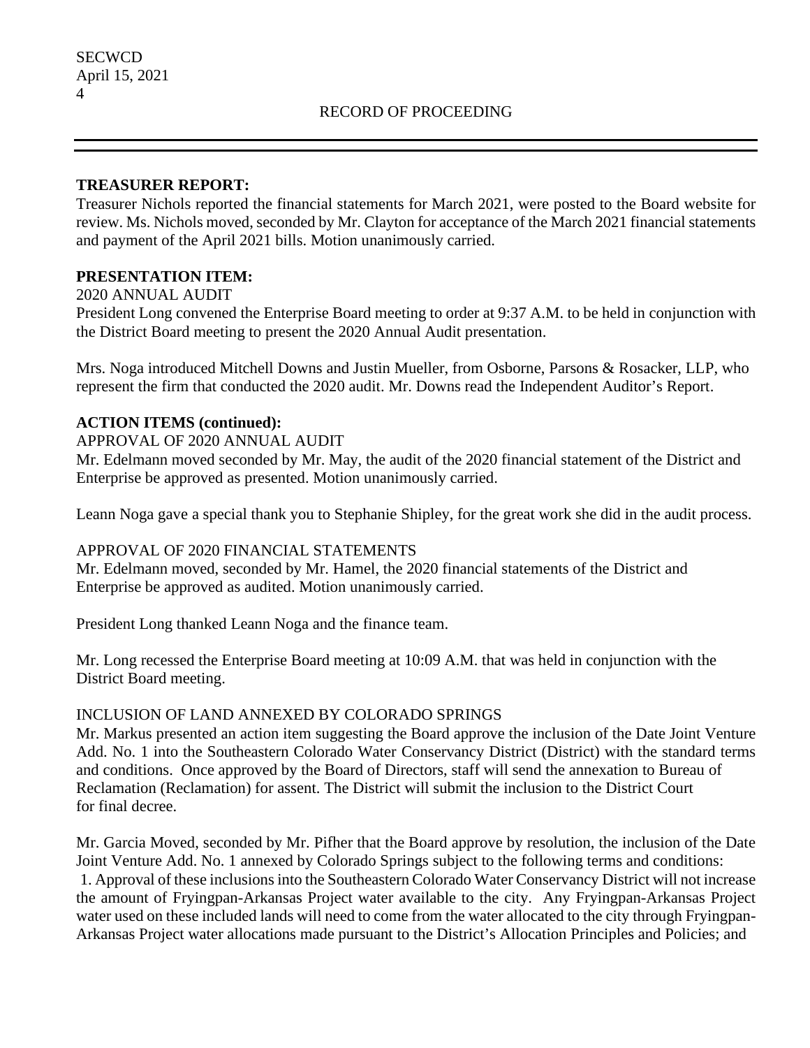**TREASURER REPORT:**

Treasurer Nichols reported the financial statements for March 2021, were posted to the Board website for review. Ms. Nichols moved, seconded by Mr. Clayton for acceptance of the March 2021 financial statements and payment of the April 2021 bills. Motion unanimously carried.

**PRESENTATION ITEM:**

2020 ANNUAL AUDIT

President Long convened the Enterprise Board meeting to order at 9:37 A.M. to be held in conjunction with the District Board meeting to present the 2020 Annual Audit presentation.

Mrs. Noga introduced Mitchell Downs and Justin Mueller, from Osborne, Parsons & Rosacker, LLP, who represent the firm that conducted the 2020 audit. Mr. Downs read the Independent Auditor's Report.

**ACTION ITEMS (continued):**

APPROVAL OF 2020 ANNUAL AUDIT

Mr. Edelmann moved seconded by Mr. May, the audit of the 2020 financial statement of the District and Enterprise be approved as presented. Motion unanimously carried.

Leann Noga gave a special thank you to Stephanie Shipley, for the great work she did in the audit process.

APPROVAL OF 2020 FINANCIAL STATEMENTS

Mr. Edelmann moved, seconded by Mr. Hamel, the 2020 financial statements of the District and Enterprise be approved as audited. Motion unanimously carried.

President Long thanked Leann Noga and the finance team.

Mr. Long recessed the Enterprise Board meeting at 10:09 A.M. that was held in conjunction with the District Board meeting.

INCLUSION OF LAND ANNEXED BY COLORADO SPRINGS

Mr. Markus presented an action item suggesting the Board approve the inclusion of the Date Joint Venture Add. No. 1 into the Southeastern Colorado Water Conservancy District (District) with the standard terms and conditions. Once approved by the Board of Directors, staff will send the annexation to Bureau of Reclamation (Reclamation) for assent. The District will submit the inclusion to the District Court for final decree.

Mr. Garcia Moved, seconded by Mr. Pifher that the Board approve by resolution, the inclusion of the Date Joint Venture Add. No. 1 annexed by Colorado Springs subject to the following terms and conditions:

1. Approval of these inclusions into the Southeastern Colorado Water Conservancy District will not increase the amount of Fryingpan-Arkansas Project water available to the city. Any Fryingpan-Arkansas Project water used on these included lands will need to come from the water allocated to the city through Fryingpan-Arkansas Project water allocations made pursuant to the District's Allocation Principles and Policies; and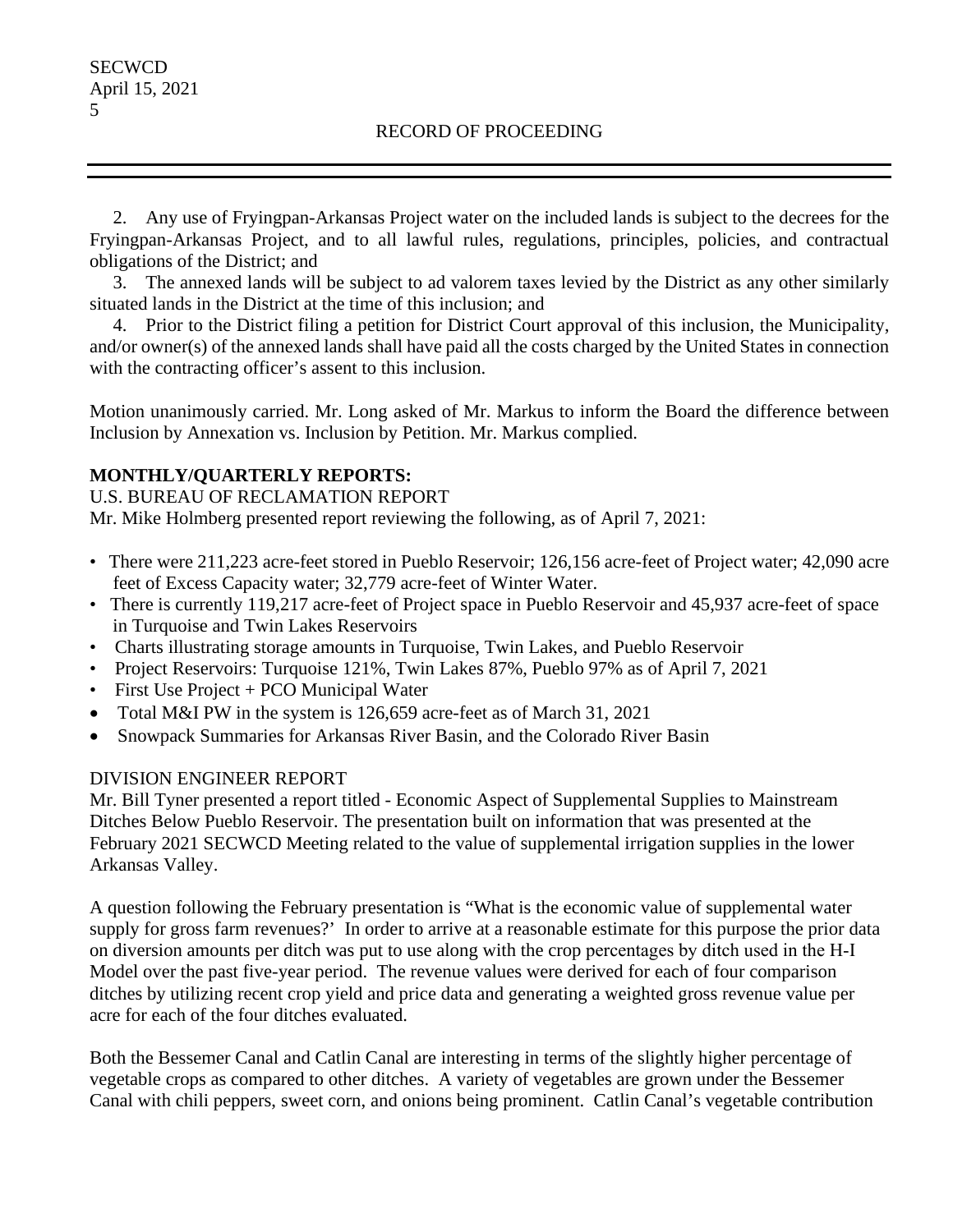2. Any use of Fryingpan-Arkansas Project water on the included lands is subject to the decrees for the Fryingpan-Arkansas Project, and to all lawful rules, regulations, principles, policies, and contractual obligations of the District; and

3. The annexed lands will be subject to ad valorem taxes levied by the District as any other similarly situated lands in the District at the time of this inclusion; and

4. Prior to the District filing a petition for District Court approval of this inclusion, the Municipality, and/or owner(s) of the annexed lands shall have paid all the costs charged by the United States in connection with the contracting officer's assent to this inclusion.

Motion unanimously carried. Mr. Long asked of Mr. Markus to inform the Board the difference between Inclusion by Annexation vs. Inclusion by Petition. Mr. Markus complied.

**MONTHLY/QUARTERLY REPORTS:**

U.S. BUREAU OF RECLAMATION REPORT

Mr. Mike Holmberg presented report reviewing the following, as of April 7, 2021:

- There were 211,223 acre-feet stored in Pueblo Reservoir; 126,156 acre-feet of Project water; 42,090 acre feet of Excess Capacity water; 32,779 acre-feet of Winter Water.
- There is currently 119,217 acre-feet of Project space in Pueblo Reservoir and 45,937 acre-feet of space in Turquoise and Twin Lakes Reservoirs
- Charts illustrating storage amounts in Turquoise, Twin Lakes, and Pueblo Reservoir
- Project Reservoirs: Turquoise 121%, Twin Lakes 87%, Pueblo 97% as of April 7, 2021
- First Use Project + PCO Municipal Water
- Total M&I PW in the system is 126,659 acre-feet as of March 31, 2021
- Snowpack Summaries for Arkansas River Basin, and the Colorado River Basin

DIVISION ENGINEER REPORT

Mr. Bill Tyner presented a report titled - Economic Aspect of Supplemental Supplies to Mainstream Ditches Below Pueblo Reservoir. The presentation built on information that was presented at the February 2021 SECWCD Meeting related to the value of supplemental irrigation supplies in the lower Arkansas Valley.

A question following the February presentation is "What is the economic value of supplemental water supply for gross farm revenues?' In order to arrive at a reasonable estimate for this purpose the prior data on diversion amounts per ditch was put to use along with the crop percentages by ditch used in the H-I Model over the past five-year period. The revenue values were derived for each of four comparison ditches by utilizing recent crop yield and price data and generating a weighted gross revenue value per acre for each of the four ditches evaluated.

Both the Bessemer Canal and Catlin Canal are interesting in terms of the slightly higher percentage of vegetable crops as compared to other ditches. A variety of vegetables are grown under the Bessemer Canal with chili peppers, sweet corn, and onions being prominent. Catlin Canal's vegetable contribution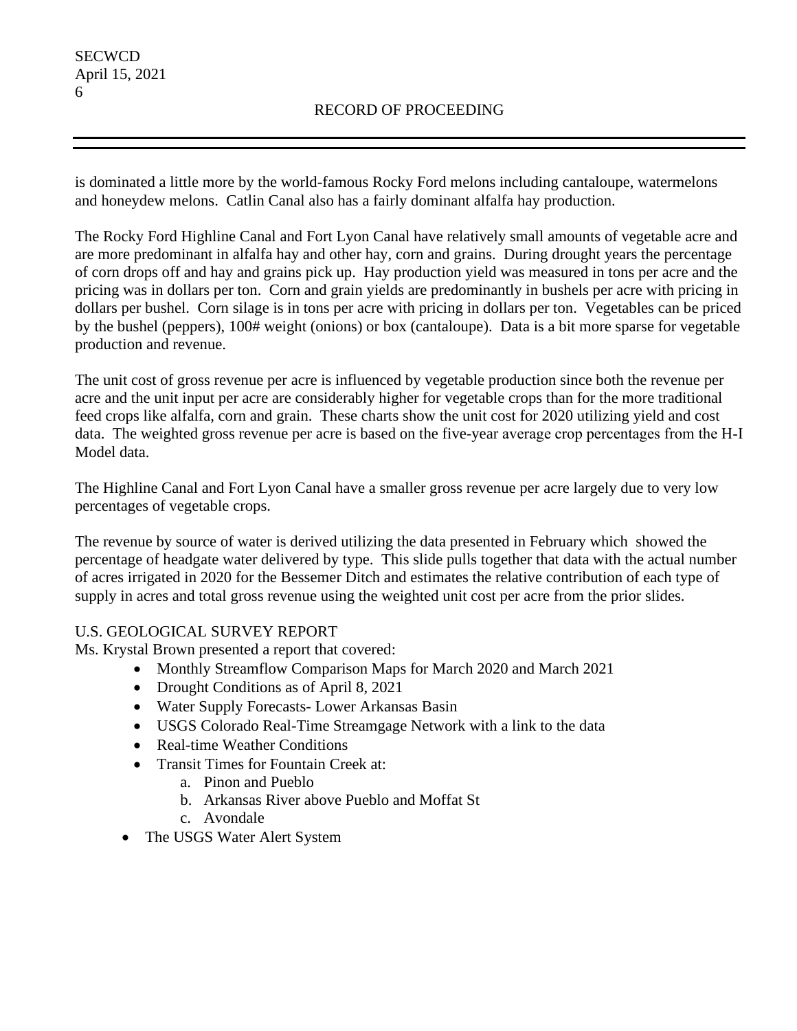is dominated a little more by the world-famous Rocky Ford melons including cantaloupe, watermelons and honeydew melons. Catlin Canal also has a fairly dominant alfalfa hay production.

The Rocky Ford Highline Canal and Fort Lyon Canal have relatively small amounts of vegetable acre and are more predominant in alfalfa hay and other hay, corn and grains. During drought years the percentage of corn drops off and hay and grains pick up. Hay production yield was measured in tons per acre and the pricing was in dollars per ton. Corn and grain yields are predominantly in bushels per acre with pricing in dollars per bushel. Corn silage is in tons per acre with pricing in dollars per ton. Vegetables can be priced by the bushel (peppers), 100# weight (onions) or box (cantaloupe). Data is a bit more sparse for vegetable production and revenue.

The unit cost of gross revenue per acre is influenced by vegetable production since both the revenue per acre and the unit input per acre are considerably higher for vegetable crops than for the more traditional feed crops like alfalfa, corn and grain. These charts show the unit cost for 2020 utilizing yield and cost data. The weighted gross revenue per acre is based on the five-year average crop percentages from the H-I Model data.

The Highline Canal and Fort Lyon Canal have a smaller gross revenue per acre largely due to very low percentages of vegetable crops.

The revenue by source of water is derived utilizing the data presented in February which showed the percentage of headgate water delivered by type. This slide pulls together that data with the actual number of acres irrigated in 2020 for the Bessemer Ditch and estimates the relative contribution of each type of supply in acres and total gross revenue using the weighted unit cost per acre from the prior slides.

U.S. GEOLOGICAL SURVEY REPORT

Ms. Krystal Brown presented a report that covered:

- Monthly Streamflow Comparison Maps for March 2020 and March 2021
- Drought Conditions as of April 8, 2021
- Water Supply Forecasts- Lower Arkansas Basin
- USGS Colorado Real-Time Streamgage Network with a link to the data
- Real-time Weather Conditions
- Transit Times for Fountain Creek at:
    a. Pinon and Pueblo
    b. Arkansas River above Pueblo and Moffat St
    c. Avondale
- The USGS Water Alert System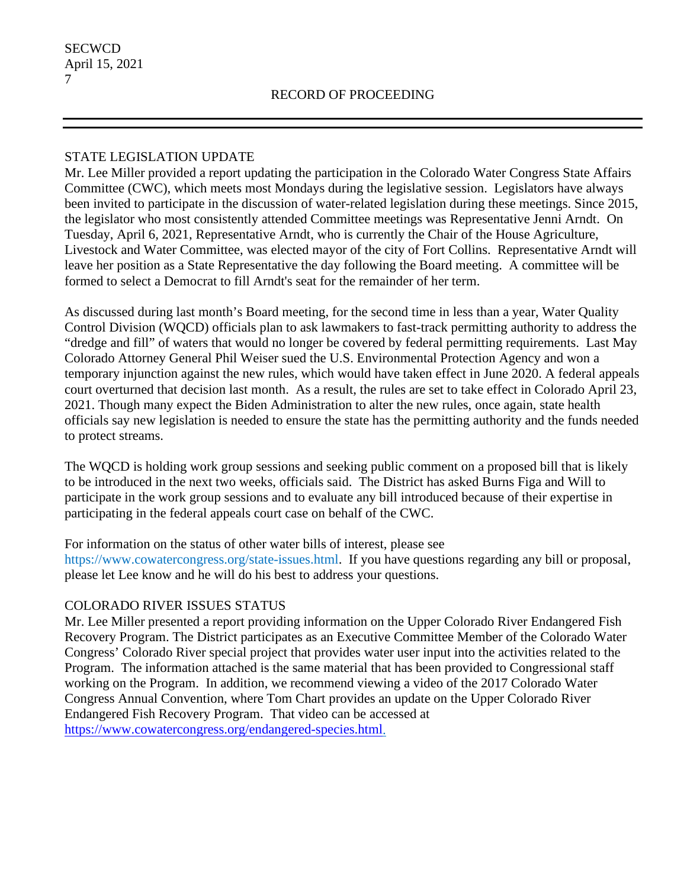## STATE LEGISLATION UPDATE

Mr. Lee Miller provided a report updating the participation in the Colorado Water Congress State Affairs Committee (CWC), which meets most Mondays during the legislative session. Legislators have always been invited to participate in the discussion of water-related legislation during these meetings. Since 2015, the legislator who most consistently attended Committee meetings was Representative Jenni Arndt. On Tuesday, April 6, 2021, Representative Arndt, who is currently the Chair of the House Agriculture, Livestock and Water Committee, was elected mayor of the city of Fort Collins. Representative Arndt will leave her position as a State Representative the day following the Board meeting. A committee will be formed to select a Democrat to fill Arndt's seat for the remainder of her term.

As discussed during last month's Board meeting, for the second time in less than a year, Water Quality Control Division (WQCD) officials plan to ask lawmakers to fast-track permitting authority to address the "dredge and fill" of waters that would no longer be covered by federal permitting requirements. Last May Colorado Attorney General Phil Weiser sued the U.S. Environmental Protection Agency and won a temporary injunction against the new rules, which would have taken effect in June 2020. A federal appeals court overturned that decision last month. As a result, the rules are set to take effect in Colorado April 23, 2021. Though many expect the Biden Administration to alter the new rules, once again, state health officials say new legislation is needed to ensure the state has the permitting authority and the funds needed to protect streams.

The WQCD is holding work group sessions and seeking public comment on a proposed bill that is likely to be introduced in the next two weeks, officials said. The District has asked Burns Figa and Will to participate in the work group sessions and to evaluate any bill introduced because of their expertise in participating in the federal appeals court case on behalf of the CWC.

For information on the status of other water bills of interest, please see https://www.cowatercongress.org/state-issues.html. If you have questions regarding any bill or proposal, please let Lee know and he will do his best to address your questions.

## COLORADO RIVER ISSUES STATUS

Mr. Lee Miller presented a report providing information on the Upper Colorado River Endangered Fish Recovery Program. The District participates as an Executive Committee Member of the Colorado Water Congress' Colorado River special project that provides water user input into the activities related to the Program. The information attached is the same material that has been provided to Congressional staff working on the Program. In addition, we recommend viewing a video of the 2017 Colorado Water Congress Annual Convention, where Tom Chart provides an update on the Upper Colorado River Endangered Fish Recovery Program. That video can be accessed at https://www.cowatercongress.org/endangered-species.html.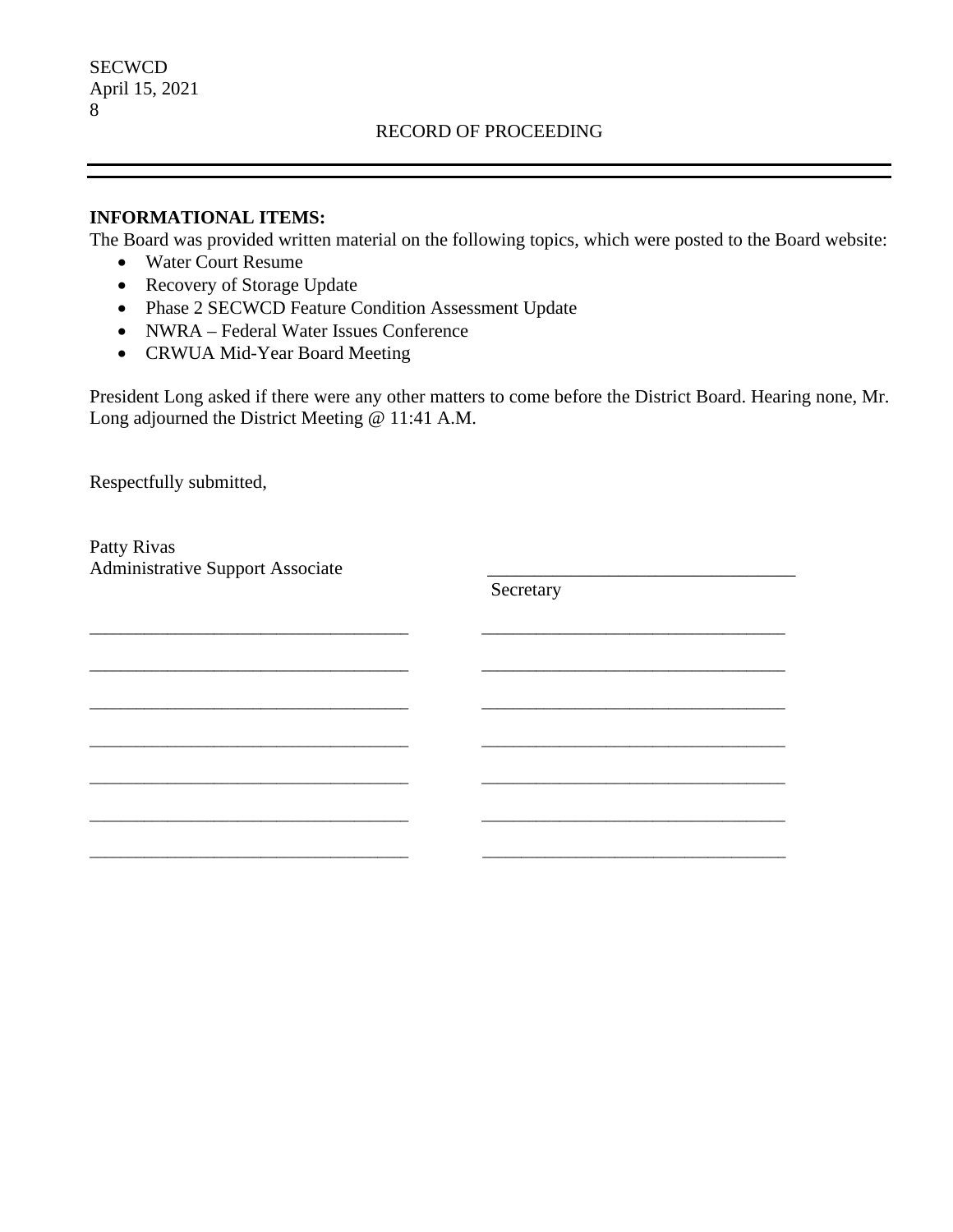RECORD OF PROCEEDING

**INFORMATIONAL ITEMS:**

The Board was provided written material on the following topics, which were posted to the Board website:

- Water Court Resume
- Recovery of Storage Update
- Phase 2 SECWCD Feature Condition Assessment Update
- NWRA – Federal Water Issues Conference
- CRWUA Mid-Year Board Meeting

President Long asked if there were any other matters to come before the District Board. Hearing none, Mr. Long adjourned the District Meeting @ 11:41 A.M.

Respectfully submitted,

Patty Rivas
Administrative Support Associate

\_\_\_\_\_\_\_\_\_\_\_\_\_\_\_\_\_\_\_\_\_\_\_\_\_\_\_\_\_\_\_\_
Secretary

\_\_\_\_\_\_\_\_\_\_\_\_\_\_\_\_\_\_\_\_\_\_\_\_\_\_\_\_\_\_\_\_ \_\_\_\_\_\_\_\_\_\_\_\_\_\_\_\_\_\_\_\_\_\_\_\_\_\_\_\_\_\_\_\_

\_\_\_\_\_\_\_\_\_\_\_\_\_\_\_\_\_\_\_\_\_\_\_\_\_\_\_\_\_\_\_\_ \_\_\_\_\_\_\_\_\_\_\_\_\_\_\_\_\_\_\_\_\_\_\_\_\_\_\_\_\_\_\_\_

\_\_\_\_\_\_\_\_\_\_\_\_\_\_\_\_\_\_\_\_\_\_\_\_\_\_\_\_\_\_\_\_ \_\_\_\_\_\_\_\_\_\_\_\_\_\_\_\_\_\_\_\_\_\_\_\_\_\_\_\_\_\_\_\_

\_\_\_\_\_\_\_\_\_\_\_\_\_\_\_\_\_\_\_\_\_\_\_\_\_\_\_\_\_\_\_\_ \_\_\_\_\_\_\_\_\_\_\_\_\_\_\_\_\_\_\_\_\_\_\_\_\_\_\_\_\_\_\_\_

\_\_\_\_\_\_\_\_\_\_\_\_\_\_\_\_\_\_\_\_\_\_\_\_\_\_\_\_\_\_\_\_ \_\_\_\_\_\_\_\_\_\_\_\_\_\_\_\_\_\_\_\_\_\_\_\_\_\_\_\_\_\_\_\_

\_\_\_\_\_\_\_\_\_\_\_\_\_\_\_\_\_\_\_\_\_\_\_\_\_\_\_\_\_\_\_\_ \_\_\_\_\_\_\_\_\_\_\_\_\_\_\_\_\_\_\_\_\_\_\_\_\_\_\_\_\_\_\_\_

\_\_\_\_\_\_\_\_\_\_\_\_\_\_\_\_\_\_\_\_\_\_\_\_\_\_\_\_\_\_\_\_ \_\_\_\_\_\_\_\_\_\_\_\_\_\_\_\_\_\_\_\_\_\_\_\_\_\_\_\_\_\_\_\_